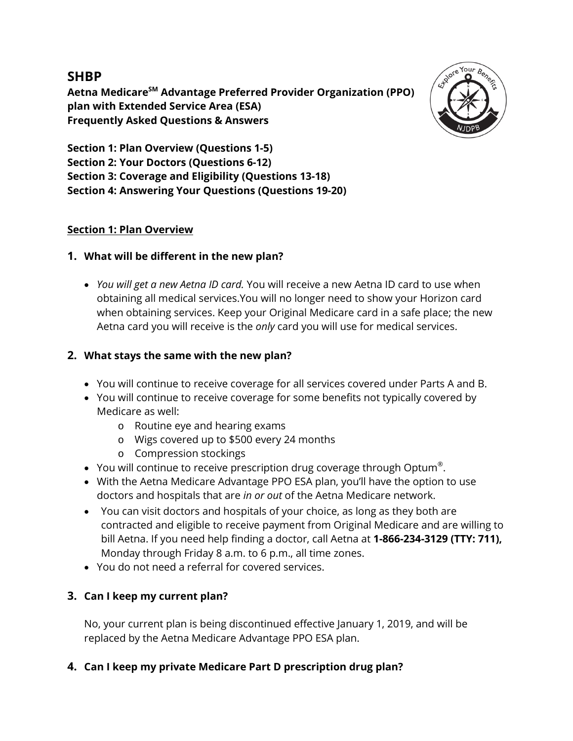# SHBP

**Aetna Medicare℠ Advantage Preferred Provider Organization (PPO) plan with Extended Service Area (ESA)**
**Frequently Asked Questions & Answers**

**Section 1: Plan Overview (Questions 1-5)**
**Section 2: Your Doctors (Questions 6-12)**
**Section 3: Coverage and Eligibility (Questions 13-18)**
**Section 4: Answering Your Questions (Questions 19-20)**

## Section 1: Plan Overview

### 1. What will be different in the new plan?

- *You will get a new Aetna ID card.* You will receive a new Aetna ID card to use when obtaining all medical services.You will no longer need to show your Horizon card when obtaining services. Keep your Original Medicare card in a safe place; the new Aetna card you will receive is the *only* card you will use for medical services.

### 2. What stays the same with the new plan?

- You will continue to receive coverage for all services covered under Parts A and B.
- You will continue to receive coverage for some benefits not typically covered by Medicare as well:
  - Routine eye and hearing exams
  - Wigs covered up to $500 every 24 months
  - Compression stockings
- You will continue to receive prescription drug coverage through Optum®.
- With the Aetna Medicare Advantage PPO ESA plan, you'll have the option to use doctors and hospitals that are *in or out* of the Aetna Medicare network.
- You can visit doctors and hospitals of your choice, as long as they both are contracted and eligible to receive payment from Original Medicare and are willing to bill Aetna. If you need help finding a doctor, call Aetna at **1-866-234-3129 (TTY: 711),** Monday through Friday 8 a.m. to 6 p.m., all time zones.
- You do not need a referral for covered services.

### 3. Can I keep my current plan?

No, your current plan is being discontinued effective January 1, 2019, and will be replaced by the Aetna Medicare Advantage PPO ESA plan.

### 4. Can I keep my private Medicare Part D prescription drug plan?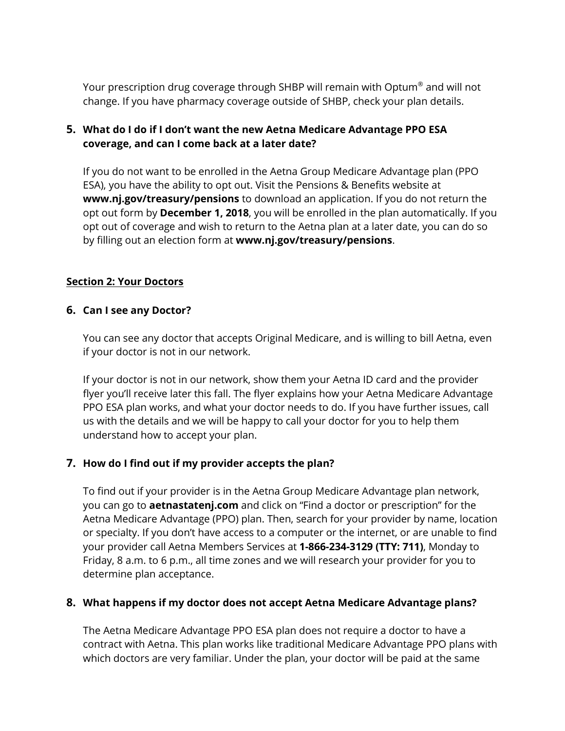Your prescription drug coverage through SHBP will remain with Optum® and will not change. If you have pharmacy coverage outside of SHBP, check your plan details.

### 5. What do I do if I don't want the new Aetna Medicare Advantage PPO ESA coverage, and can I come back at a later date?

If you do not want to be enrolled in the Aetna Group Medicare Advantage plan (PPO ESA), you have the ability to opt out. Visit the Pensions & Benefits website at **www.nj.gov/treasury/pensions** to download an application. If you do not return the opt out form by **December 1, 2018**, you will be enrolled in the plan automatically. If you opt out of coverage and wish to return to the Aetna plan at a later date, you can do so by filling out an election form at **www.nj.gov/treasury/pensions**.

## Section 2: Your Doctors

### 6. Can I see any Doctor?

You can see any doctor that accepts Original Medicare, and is willing to bill Aetna, even if your doctor is not in our network.

If your doctor is not in our network, show them your Aetna ID card and the provider flyer you'll receive later this fall. The flyer explains how your Aetna Medicare Advantage PPO ESA plan works, and what your doctor needs to do. If you have further issues, call us with the details and we will be happy to call your doctor for you to help them understand how to accept your plan.

### 7. How do I find out if my provider accepts the plan?

To find out if your provider is in the Aetna Group Medicare Advantage plan network, you can go to **aetnastatenj.com** and click on "Find a doctor or prescription" for the Aetna Medicare Advantage (PPO) plan. Then, search for your provider by name, location or specialty. If you don't have access to a computer or the internet, or are unable to find your provider call Aetna Members Services at **1-866-234-3129 (TTY: 711)**, Monday to Friday, 8 a.m. to 6 p.m., all time zones and we will research your provider for you to determine plan acceptance.

### 8. What happens if my doctor does not accept Aetna Medicare Advantage plans?

The Aetna Medicare Advantage PPO ESA plan does not require a doctor to have a contract with Aetna. This plan works like traditional Medicare Advantage PPO plans with which doctors are very familiar. Under the plan, your doctor will be paid at the same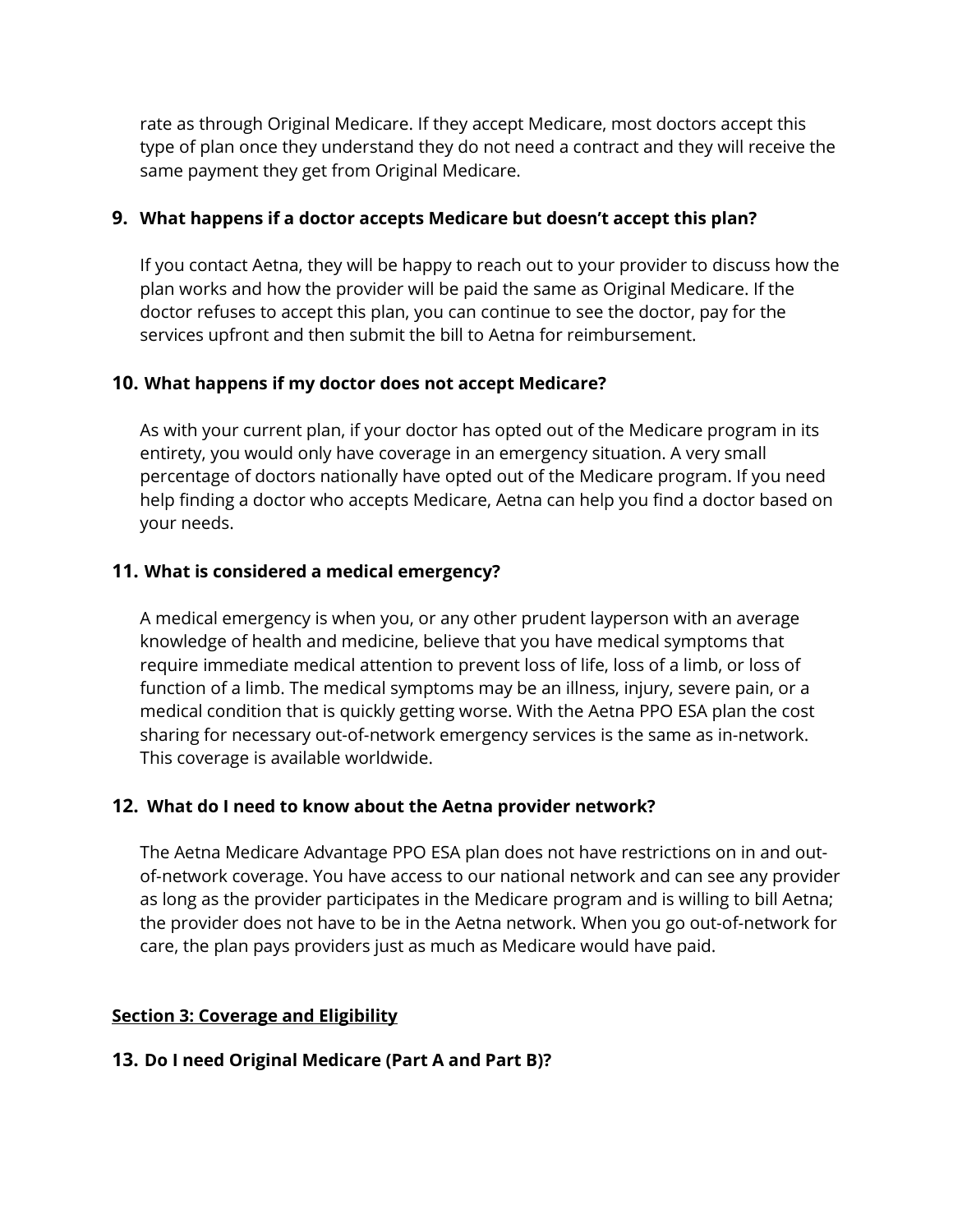rate as through Original Medicare. If they accept Medicare, most doctors accept this type of plan once they understand they do not need a contract and they will receive the same payment they get from Original Medicare.

**9. What happens if a doctor accepts Medicare but doesn't accept this plan?**

If you contact Aetna, they will be happy to reach out to your provider to discuss how the plan works and how the provider will be paid the same as Original Medicare. If the doctor refuses to accept this plan, you can continue to see the doctor, pay for the services upfront and then submit the bill to Aetna for reimbursement.

**10. What happens if my doctor does not accept Medicare?**

As with your current plan, if your doctor has opted out of the Medicare program in its entirety, you would only have coverage in an emergency situation. A very small percentage of doctors nationally have opted out of the Medicare program. If you need help finding a doctor who accepts Medicare, Aetna can help you find a doctor based on your needs.

**11. What is considered a medical emergency?**

A medical emergency is when you, or any other prudent layperson with an average knowledge of health and medicine, believe that you have medical symptoms that require immediate medical attention to prevent loss of life, loss of a limb, or loss of function of a limb. The medical symptoms may be an illness, injury, severe pain, or a medical condition that is quickly getting worse. With the Aetna PPO ESA plan the cost sharing for necessary out-of-network emergency services is the same as in-network. This coverage is available worldwide.

**12. What do I need to know about the Aetna provider network?**

The Aetna Medicare Advantage PPO ESA plan does not have restrictions on in and out-of-network coverage. You have access to our national network and can see any provider as long as the provider participates in the Medicare program and is willing to bill Aetna; the provider does not have to be in the Aetna network. When you go out-of-network for care, the plan pays providers just as much as Medicare would have paid.

## Section 3: Coverage and Eligibility

**13. Do I need Original Medicare (Part A and Part B)?**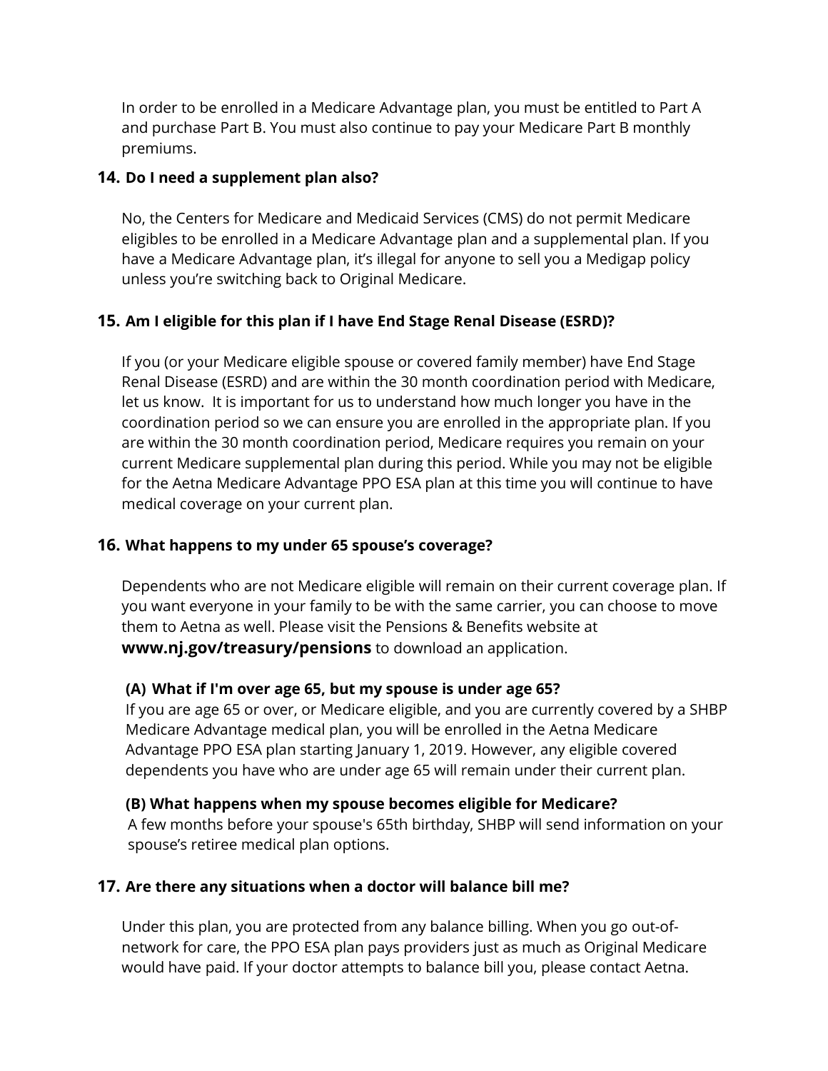In order to be enrolled in a Medicare Advantage plan, you must be entitled to Part A and purchase Part B. You must also continue to pay your Medicare Part B monthly premiums.

### 14. Do I need a supplement plan also?

No, the Centers for Medicare and Medicaid Services (CMS) do not permit Medicare eligibles to be enrolled in a Medicare Advantage plan and a supplemental plan. If you have a Medicare Advantage plan, it's illegal for anyone to sell you a Medigap policy unless you're switching back to Original Medicare.

### 15. Am I eligible for this plan if I have End Stage Renal Disease (ESRD)?

If you (or your Medicare eligible spouse or covered family member) have End Stage Renal Disease (ESRD) and are within the 30 month coordination period with Medicare, let us know. It is important for us to understand how much longer you have in the coordination period so we can ensure you are enrolled in the appropriate plan. If you are within the 30 month coordination period, Medicare requires you remain on your current Medicare supplemental plan during this period. While you may not be eligible for the Aetna Medicare Advantage PPO ESA plan at this time you will continue to have medical coverage on your current plan.

### 16. What happens to my under 65 spouse's coverage?

Dependents who are not Medicare eligible will remain on their current coverage plan. If you want everyone in your family to be with the same carrier, you can choose to move them to Aetna as well. Please visit the Pensions & Benefits website at **www.nj.gov/treasury/pensions** to download an application.

**(A) What if I'm over age 65, but my spouse is under age 65?**
If you are age 65 or over, or Medicare eligible, and you are currently covered by a SHBP Medicare Advantage medical plan, you will be enrolled in the Aetna Medicare Advantage PPO ESA plan starting January 1, 2019. However, any eligible covered dependents you have who are under age 65 will remain under their current plan.

**(B) What happens when my spouse becomes eligible for Medicare?**
A few months before your spouse's 65th birthday, SHBP will send information on your spouse's retiree medical plan options.

### 17. Are there any situations when a doctor will balance bill me?

Under this plan, you are protected from any balance billing. When you go out-of-network for care, the PPO ESA plan pays providers just as much as Original Medicare would have paid. If your doctor attempts to balance bill you, please contact Aetna.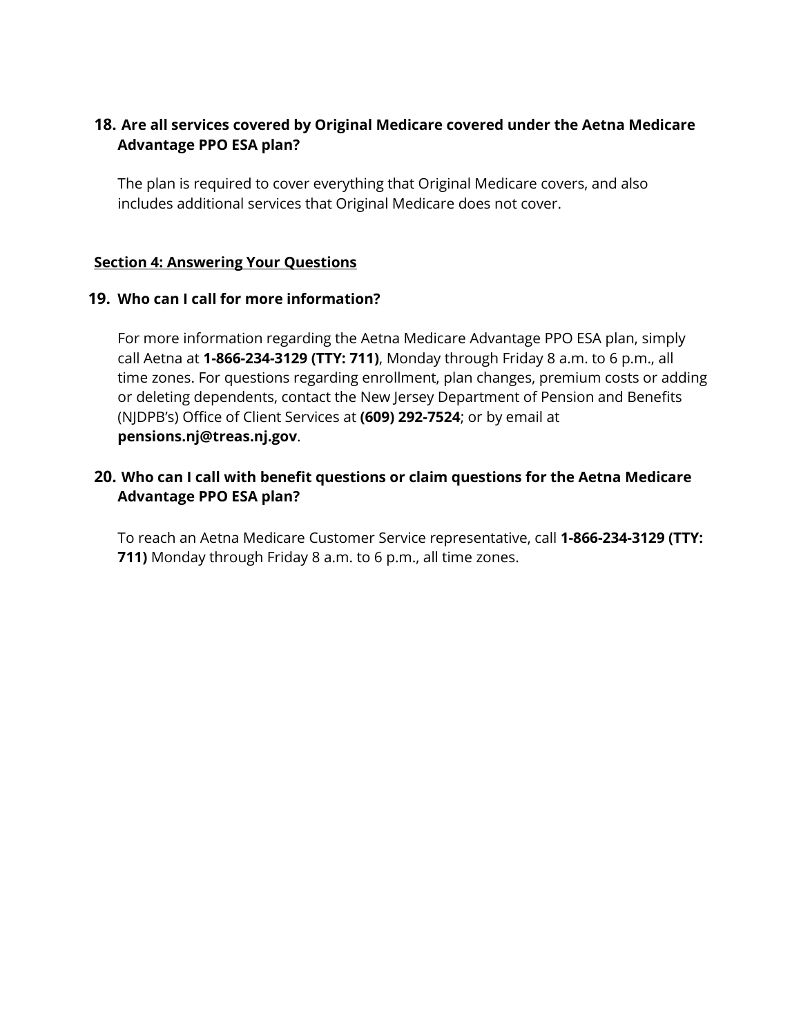**18. Are all services covered by Original Medicare covered under the Aetna Medicare Advantage PPO ESA plan?**

The plan is required to cover everything that Original Medicare covers, and also includes additional services that Original Medicare does not cover.

## Section 4: Answering Your Questions

**19. Who can I call for more information?**

For more information regarding the Aetna Medicare Advantage PPO ESA plan, simply call Aetna at **1-866-234-3129 (TTY: 711)**, Monday through Friday 8 a.m. to 6 p.m., all time zones. For questions regarding enrollment, plan changes, premium costs or adding or deleting dependents, contact the New Jersey Department of Pension and Benefits (NJDPB's) Office of Client Services at **(609) 292-7524**; or by email at **pensions.nj@treas.nj.gov**.

**20. Who can I call with benefit questions or claim questions for the Aetna Medicare Advantage PPO ESA plan?**

To reach an Aetna Medicare Customer Service representative, call **1-866-234-3129 (TTY: 711)** Monday through Friday 8 a.m. to 6 p.m., all time zones.